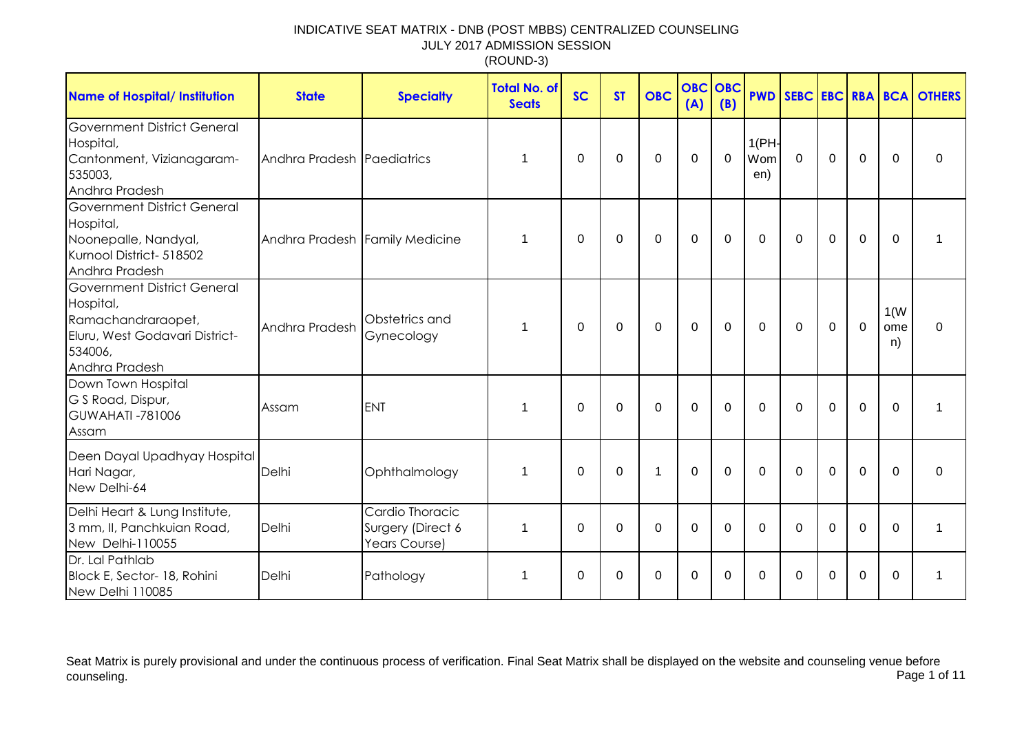# INDICATIVE SEAT MATRIX - DNB (POST MBBS) CENTRALIZED COUNSELING
## JULY 2017 ADMISSION SESSION
## (ROUND-3)

| Name of Hospital/ Institution | State | Specialty | Total No. of Seats | SC | ST | OBC | OBC (A) | OBC (B) | PWD | SEBC | EBC | RBA | BCA | OTHERS |
|---|---|---|---|---|---|---|---|---|---|---|---|---|---|---|
| Government District General Hospital, Cantonment, Vizianagaram-535003, Andhra Pradesh | Andhra Pradesh | Paediatrics | 1 | 0 | 0 | 0 | 0 | 0 | 1(PH-Women) | 0 | 0 | 0 | 0 | 0 |
| Government District General Hospital, Noonepalle, Nandyal, Kurnool District- 518502 Andhra Pradesh | Andhra Pradesh | Family Medicine | 1 | 0 | 0 | 0 | 0 | 0 | 0 | 0 | 0 | 0 | 0 | 1 |
| Government District General Hospital, Ramachandraraopet, Eluru, West Godavari District-534006, Andhra Pradesh | Andhra Pradesh | Obstetrics and Gynecology | 1 | 0 | 0 | 0 | 0 | 0 | 0 | 0 | 0 | 0 | 1(Women) | 0 |
| Down Town Hospital G S Road, Dispur, GUWAHATI -781006 Assam | Assam | ENT | 1 | 0 | 0 | 0 | 0 | 0 | 0 | 0 | 0 | 0 | 0 | 1 |
| Deen Dayal Upadhyay Hospital Hari Nagar, New Delhi-64 | Delhi | Ophthalmology | 1 | 0 | 0 | 1 | 0 | 0 | 0 | 0 | 0 | 0 | 0 | 0 |
| Delhi Heart & Lung Institute, 3 mm, II, Panchkuian Road, New Delhi-110055 | Delhi | Cardio Thoracic Surgery (Direct 6 Years Course) | 1 | 0 | 0 | 0 | 0 | 0 | 0 | 0 | 0 | 0 | 0 | 1 |
| Dr. Lal Pathlab Block E, Sector- 18, Rohini New Delhi 110085 | Delhi | Pathology | 1 | 0 | 0 | 0 | 0 | 0 | 0 | 0 | 0 | 0 | 0 | 1 |

Seat Matrix is purely provisional and under the continuous process of verification. Final Seat Matrix shall be displayed on the website and counseling venue before counseling.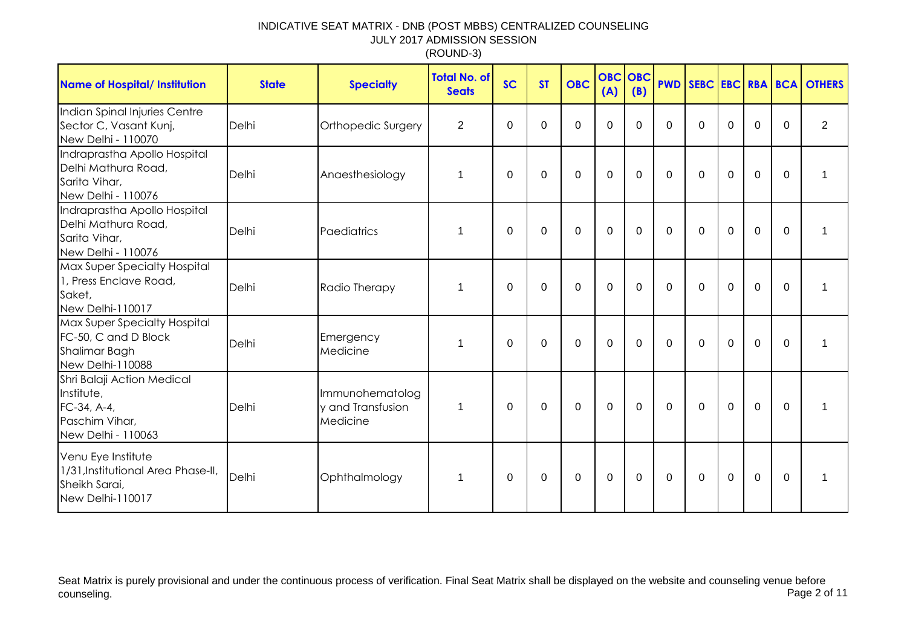INDICATIVE SEAT MATRIX - DNB (POST MBBS) CENTRALIZED COUNSELING
JULY 2017 ADMISSION SESSION
(ROUND-3)

| Name of Hospital/ Institution | State | Specialty | Total No. of Seats | SC | ST | OBC | OBC (A) | OBC (B) | PWD | SEBC | EBC | RBA | BCA | OTHERS |
|---|---|---|---|---|---|---|---|---|---|---|---|---|---|---|
| Indian Spinal Injuries Centre Sector C, Vasant Kunj, New Delhi - 110070 | Delhi | Orthopedic Surgery | 2 | 0 | 0 | 0 | 0 | 0 | 0 | 0 | 0 | 0 | 0 | 2 |
| Indraprastha Apollo Hospital Delhi Mathura Road, Sarita Vihar, New Delhi - 110076 | Delhi | Anaesthesiology | 1 | 0 | 0 | 0 | 0 | 0 | 0 | 0 | 0 | 0 | 0 | 1 |
| Indraprastha Apollo Hospital Delhi Mathura Road, Sarita Vihar, New Delhi - 110076 | Delhi | Paediatrics | 1 | 0 | 0 | 0 | 0 | 0 | 0 | 0 | 0 | 0 | 0 | 1 |
| Max Super Specialty Hospital 1, Press Enclave Road, Saket, New Delhi-110017 | Delhi | Radio Therapy | 1 | 0 | 0 | 0 | 0 | 0 | 0 | 0 | 0 | 0 | 0 | 1 |
| Max Super Specialty Hospital FC-50, C and D Block Shalimar Bagh New Delhi-110088 | Delhi | Emergency Medicine | 1 | 0 | 0 | 0 | 0 | 0 | 0 | 0 | 0 | 0 | 0 | 1 |
| Shri Balaji Action Medical Institute, FC-34, A-4, Paschim Vihar, New Delhi - 110063 | Delhi | Immunohematology and Transfusion Medicine | 1 | 0 | 0 | 0 | 0 | 0 | 0 | 0 | 0 | 0 | 0 | 1 |
| Venu Eye Institute 1/31,Institutional Area Phase-II, Sheikh Sarai, New Delhi-110017 | Delhi | Ophthalmology | 1 | 0 | 0 | 0 | 0 | 0 | 0 | 0 | 0 | 0 | 0 | 1 |

Seat Matrix is purely provisional and under the continuous process of verification. Final Seat Matrix shall be displayed on the website and counseling venue before counseling.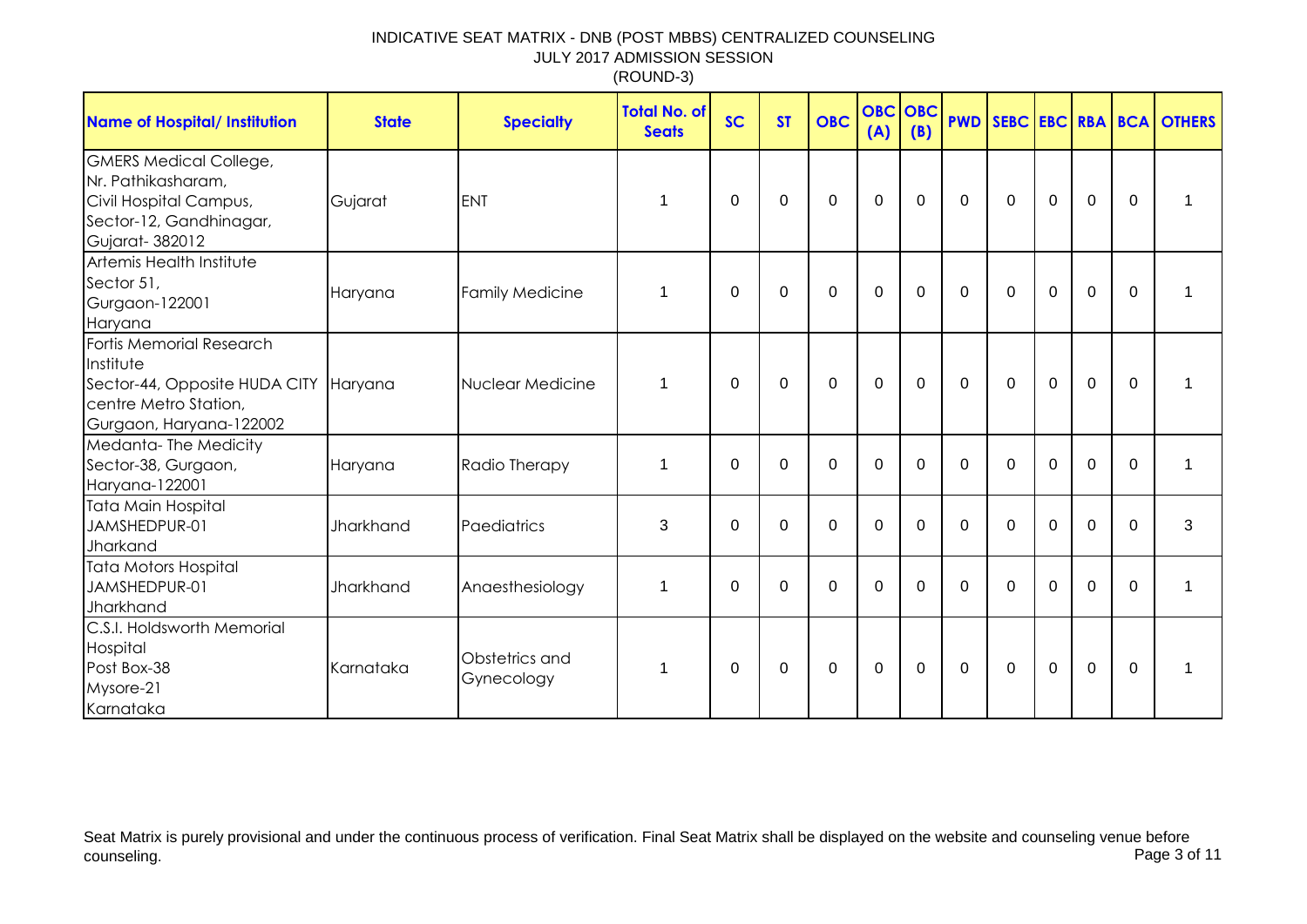INDICATIVE SEAT MATRIX - DNB (POST MBBS) CENTRALIZED COUNSELING
JULY 2017 ADMISSION SESSION
(ROUND-3)

| Name of Hospital/ Institution | State | Specialty | Total No. of Seats | SC | ST | OBC | OBC (A) | OBC (B) | PWD | SEBC | EBC | RBA | BCA | OTHERS |
|---|---|---|---|---|---|---|---|---|---|---|---|---|---|---|
| GMERS Medical College, Nr. Pathikasharam, Civil Hospital Campus, Sector-12, Gandhinagar, Gujarat- 382012 | Gujarat | ENT | 1 | 0 | 0 | 0 | 0 | 0 | 0 | 0 | 0 | 0 | 0 | 1 |
| Artemis Health Institute Sector 51, Gurgaon-122001 Haryana | Haryana | Family Medicine | 1 | 0 | 0 | 0 | 0 | 0 | 0 | 0 | 0 | 0 | 0 | 1 |
| Fortis Memorial Research Institute Sector-44, Opposite HUDA CITY centre Metro Station, Gurgaon, Haryana-122002 | Haryana | Nuclear Medicine | 1 | 0 | 0 | 0 | 0 | 0 | 0 | 0 | 0 | 0 | 0 | 1 |
| Medanta- The Medicity Sector-38, Gurgaon, Haryana-122001 | Haryana | Radio Therapy | 1 | 0 | 0 | 0 | 0 | 0 | 0 | 0 | 0 | 0 | 0 | 1 |
| Tata Main Hospital JAMSHEDPUR-01 Jharkand | Jharkhand | Paediatrics | 3 | 0 | 0 | 0 | 0 | 0 | 0 | 0 | 0 | 0 | 0 | 3 |
| Tata Motors Hospital JAMSHEDPUR-01 Jharkhand | Jharkhand | Anaesthesiology | 1 | 0 | 0 | 0 | 0 | 0 | 0 | 0 | 0 | 0 | 0 | 1 |
| C.S.I. Holdsworth Memorial Hospital Post Box-38 Mysore-21 Karnataka | Karnataka | Obstetrics and Gynecology | 1 | 0 | 0 | 0 | 0 | 0 | 0 | 0 | 0 | 0 | 0 | 1 |

Seat Matrix is purely provisional and under the continuous process of verification. Final Seat Matrix shall be displayed on the website and counseling venue before counseling.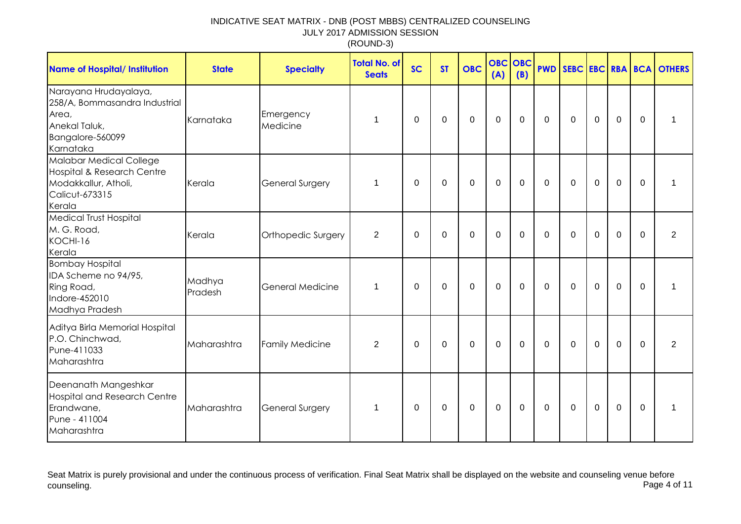INDICATIVE SEAT MATRIX - DNB (POST MBBS) CENTRALIZED COUNSELING
JULY 2017 ADMISSION SESSION
(ROUND-3)

| Name of Hospital/ Institution | State | Specialty | Total No. of Seats | SC | ST | OBC | OBC (A) | OBC (B) | PWD | SEBC | EBC | RBA | BCA | OTHERS |
|---|---|---|---|---|---|---|---|---|---|---|---|---|---|---|
| Narayana Hrudayalaya, 258/A, Bommasandra Industrial Area, Anekal Taluk, Bangalore-560099 Karnataka | Karnataka | Emergency Medicine | 1 | 0 | 0 | 0 | 0 | 0 | 0 | 0 | 0 | 0 | 0 | 1 |
| Malabar Medical College Hospital & Research Centre Modakkallur, Atholi, Calicut-673315 Kerala | Kerala | General Surgery | 1 | 0 | 0 | 0 | 0 | 0 | 0 | 0 | 0 | 0 | 0 | 1 |
| Medical Trust Hospital M. G. Road, KOCHI-16 Kerala | Kerala | Orthopedic Surgery | 2 | 0 | 0 | 0 | 0 | 0 | 0 | 0 | 0 | 0 | 0 | 2 |
| Bombay Hospital IDA Scheme no 94/95, Ring Road, Indore-452010 Madhya Pradesh | Madhya Pradesh | General Medicine | 1 | 0 | 0 | 0 | 0 | 0 | 0 | 0 | 0 | 0 | 0 | 1 |
| Aditya Birla Memorial Hospital P.O. Chinchwad, Pune-411033 Maharashtra | Maharashtra | Family Medicine | 2 | 0 | 0 | 0 | 0 | 0 | 0 | 0 | 0 | 0 | 0 | 2 |
| Deenanath Mangeshkar Hospital and Research Centre Erandwane, Pune - 411004 Maharashtra | Maharashtra | General Surgery | 1 | 0 | 0 | 0 | 0 | 0 | 0 | 0 | 0 | 0 | 0 | 1 |

Seat Matrix is purely provisional and under the continuous process of verification. Final Seat Matrix shall be displayed on the website and counseling venue before counseling.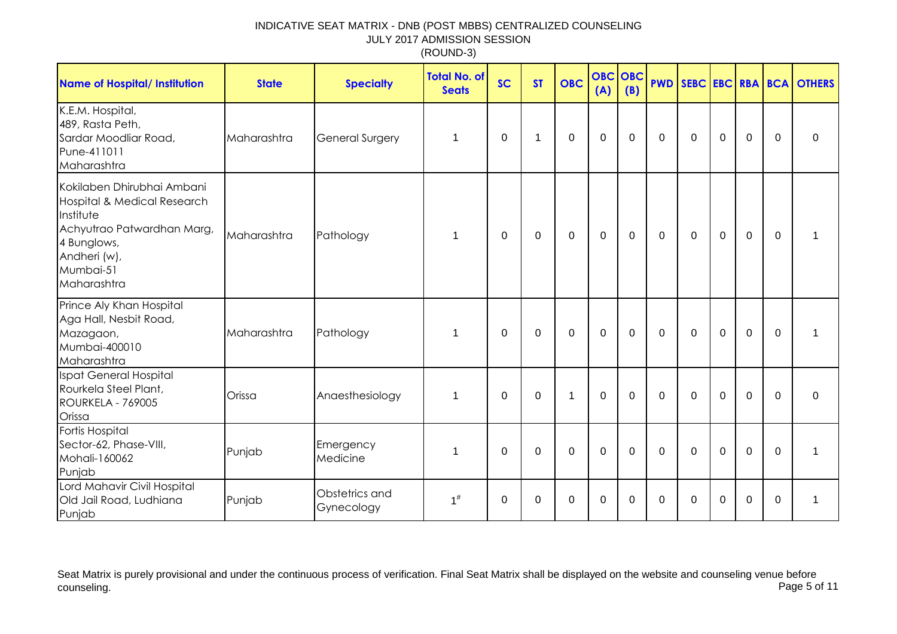INDICATIVE SEAT MATRIX - DNB (POST MBBS) CENTRALIZED COUNSELING
JULY 2017 ADMISSION SESSION
(ROUND-3)

| Name of Hospital/ Institution | State | Specialty | Total No. of Seats | SC | ST | OBC | OBC (A) | OBC (B) | PWD | SEBC | EBC | RBA | BCA | OTHERS |
|---|---|---|---|---|---|---|---|---|---|---|---|---|---|---|
| K.E.M. Hospital, 489, Rasta Peth, Sardar Moodliar Road, Pune-411011 Maharashtra | Maharashtra | General Surgery | 1 | 0 | 1 | 0 | 0 | 0 | 0 | 0 | 0 | 0 | 0 | 0 |
| Kokilaben Dhirubhai Ambani Hospital & Medical Research Institute Achyutrao Patwardhan Marg, 4 Bunglows, Andheri (w), Mumbai-51 Maharashtra | Maharashtra | Pathology | 1 | 0 | 0 | 0 | 0 | 0 | 0 | 0 | 0 | 0 | 0 | 1 |
| Prince Aly Khan Hospital Aga Hall, Nesbit Road, Mazagaon, Mumbai-400010 Maharashtra | Maharashtra | Pathology | 1 | 0 | 0 | 0 | 0 | 0 | 0 | 0 | 0 | 0 | 0 | 1 |
| Ispat General Hospital Rourkela Steel Plant, ROURKELA - 769005 Orissa | Orissa | Anaesthesiology | 1 | 0 | 0 | 1 | 0 | 0 | 0 | 0 | 0 | 0 | 0 | 0 |
| Fortis Hospital Sector-62, Phase-VIII, Mohali-160062 Punjab | Punjab | Emergency Medicine | 1 | 0 | 0 | 0 | 0 | 0 | 0 | 0 | 0 | 0 | 0 | 1 |
| Lord Mahavir Civil Hospital Old Jail Road, Ludhiana Punjab | Punjab | Obstetrics and Gynecology | 1[#] | 0 | 0 | 0 | 0 | 0 | 0 | 0 | 0 | 0 | 0 | 1 |

Seat Matrix is purely provisional and under the continuous process of verification. Final Seat Matrix shall be displayed on the website and counseling venue before counseling.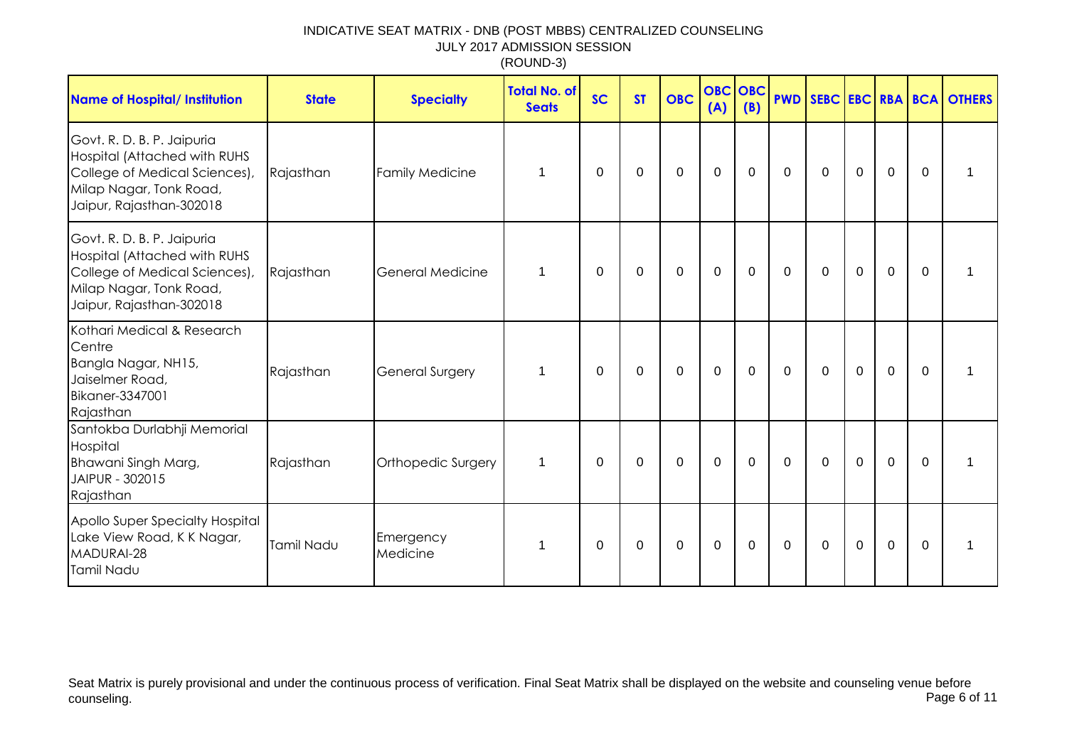# INDICATIVE SEAT MATRIX - DNB (POST MBBS) CENTRALIZED COUNSELING

JULY 2017 ADMISSION SESSION

(ROUND-3)

| Name of Hospital/ Institution | State | Specialty | Total No. of Seats | SC | ST | OBC | OBC (A) | OBC (B) | PWD | SEBC | EBC | RBA | BCA | OTHERS |
|---|---|---|---|---|---|---|---|---|---|---|---|---|---|---|
| Govt. R. D. B. P. Jaipuria Hospital (Attached with RUHS College of Medical Sciences), Milap Nagar, Tonk Road, Jaipur, Rajasthan-302018 | Rajasthan | Family Medicine | 1 | 0 | 0 | 0 | 0 | 0 | 0 | 0 | 0 | 0 | 0 | 1 |
| Govt. R. D. B. P. Jaipuria Hospital (Attached with RUHS College of Medical Sciences), Milap Nagar, Tonk Road, Jaipur, Rajasthan-302018 | Rajasthan | General Medicine | 1 | 0 | 0 | 0 | 0 | 0 | 0 | 0 | 0 | 0 | 0 | 1 |
| Kothari Medical & Research Centre Bangla Nagar, NH15, Jaiselmer Road, Bikaner-3347001 Rajasthan | Rajasthan | General Surgery | 1 | 0 | 0 | 0 | 0 | 0 | 0 | 0 | 0 | 0 | 0 | 1 |
| Santokba Durlabhji Memorial Hospital Bhawani Singh Marg, JAIPUR - 302015 Rajasthan | Rajasthan | Orthopedic Surgery | 1 | 0 | 0 | 0 | 0 | 0 | 0 | 0 | 0 | 0 | 0 | 1 |
| Apollo Super Specialty Hospital Lake View Road, K K Nagar, MADURAI-28 Tamil Nadu | Tamil Nadu | Emergency Medicine | 1 | 0 | 0 | 0 | 0 | 0 | 0 | 0 | 0 | 0 | 0 | 1 |

Seat Matrix is purely provisional and under the continuous process of verification. Final Seat Matrix shall be displayed on the website and counseling venue before counseling.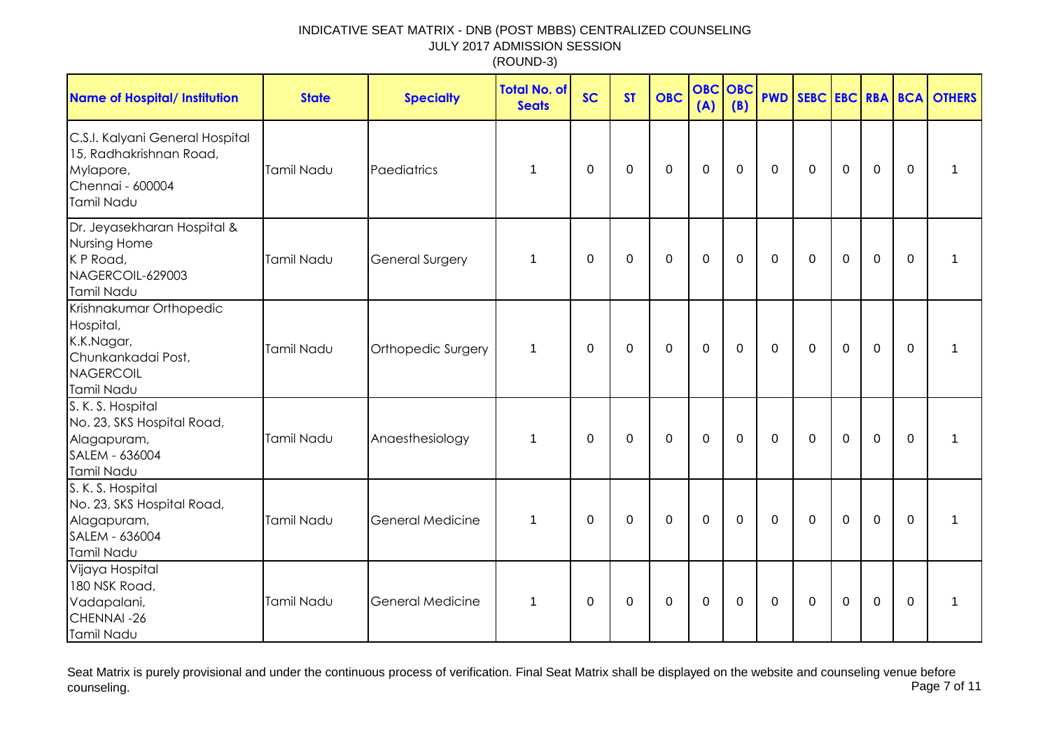INDICATIVE SEAT MATRIX - DNB (POST MBBS) CENTRALIZED COUNSELING
JULY 2017 ADMISSION SESSION
(ROUND-3)

| Name of Hospital/ Institution | State | Specialty | Total No. of Seats | SC | ST | OBC | OBC (A) | OBC (B) | PWD | SEBC | EBC | RBA | BCA | OTHERS |
|---|---|---|---|---|---|---|---|---|---|---|---|---|---|---|
| C.S.I. Kalyani General Hospital 15, Radhakrishnan Road, Mylapore, Chennai - 600004 Tamil Nadu | Tamil Nadu | Paediatrics | 1 | 0 | 0 | 0 | 0 | 0 | 0 | 0 | 0 | 0 | 0 | 1 |
| Dr. Jeyasekharan Hospital & Nursing Home K P Road, NAGERCOIL-629003 Tamil Nadu | Tamil Nadu | General Surgery | 1 | 0 | 0 | 0 | 0 | 0 | 0 | 0 | 0 | 0 | 0 | 1 |
| Krishnakumar Orthopedic Hospital, K.K.Nagar, Chunkankadai Post, NAGERCOIL Tamil Nadu | Tamil Nadu | Orthopedic Surgery | 1 | 0 | 0 | 0 | 0 | 0 | 0 | 0 | 0 | 0 | 0 | 1 |
| S. K. S. Hospital No. 23, SKS Hospital Road, Alagapuram, SALEM - 636004 Tamil Nadu | Tamil Nadu | Anaesthesiology | 1 | 0 | 0 | 0 | 0 | 0 | 0 | 0 | 0 | 0 | 0 | 1 |
| S. K. S. Hospital No. 23, SKS Hospital Road, Alagapuram, SALEM - 636004 Tamil Nadu | Tamil Nadu | General Medicine | 1 | 0 | 0 | 0 | 0 | 0 | 0 | 0 | 0 | 0 | 0 | 1 |
| Vijaya Hospital 180 NSK Road, Vadapalani, CHENNAI -26 Tamil Nadu | Tamil Nadu | General Medicine | 1 | 0 | 0 | 0 | 0 | 0 | 0 | 0 | 0 | 0 | 0 | 1 |

Seat Matrix is purely provisional and under the continuous process of verification. Final Seat Matrix shall be displayed on the website and counseling venue before counseling.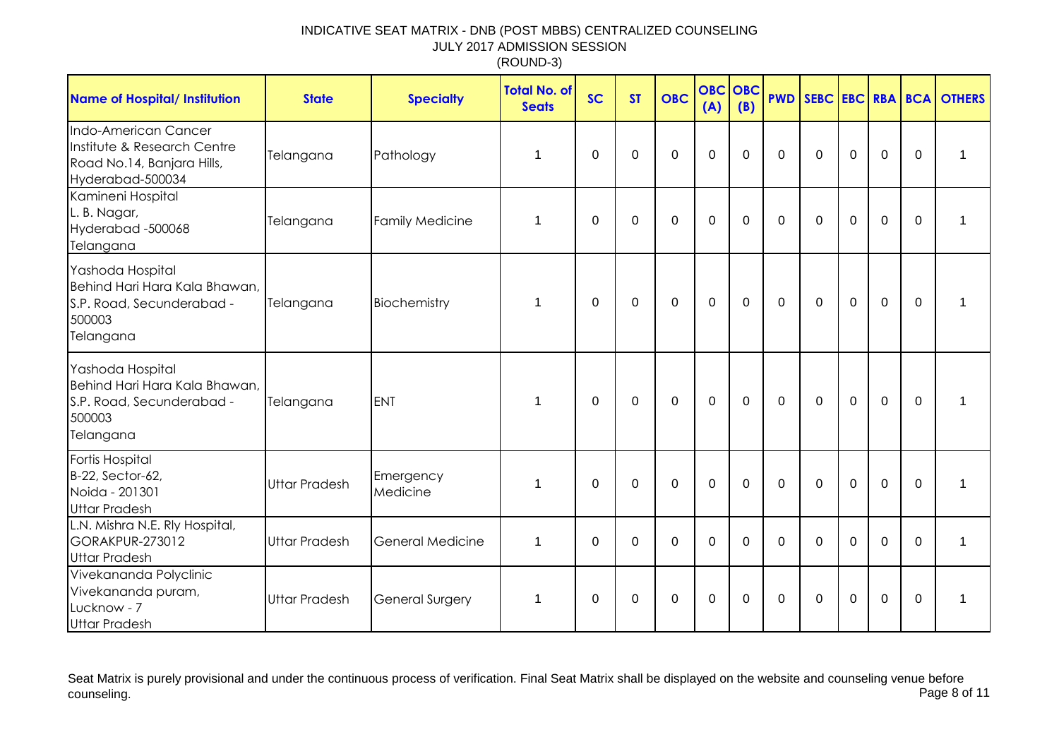INDICATIVE SEAT MATRIX - DNB (POST MBBS) CENTRALIZED COUNSELING
JULY 2017 ADMISSION SESSION
(ROUND-3)

| Name of Hospital/ Institution | State | Specialty | Total No. of Seats | SC | ST | OBC | OBC (A) | OBC (B) | PWD | SEBC | EBC | RBA | BCA | OTHERS |
|---|---|---|---|---|---|---|---|---|---|---|---|---|---|---|
| Indo-American Cancer Institute & Research Centre Road No.14, Banjara Hills, Hyderabad-500034 | Telangana | Pathology | 1 | 0 | 0 | 0 | 0 | 0 | 0 | 0 | 0 | 0 | 0 | 1 |
| Kamineni Hospital L. B. Nagar, Hyderabad -500068 Telangana | Telangana | Family Medicine | 1 | 0 | 0 | 0 | 0 | 0 | 0 | 0 | 0 | 0 | 0 | 1 |
| Yashoda Hospital Behind Hari Hara Kala Bhawan, S.P. Road, Secunderabad - 500003 Telangana | Telangana | Biochemistry | 1 | 0 | 0 | 0 | 0 | 0 | 0 | 0 | 0 | 0 | 0 | 1 |
| Yashoda Hospital Behind Hari Hara Kala Bhawan, S.P. Road, Secunderabad - 500003 Telangana | Telangana | ENT | 1 | 0 | 0 | 0 | 0 | 0 | 0 | 0 | 0 | 0 | 0 | 1 |
| Fortis Hospital B-22, Sector-62, Noida - 201301 Uttar Pradesh | Uttar Pradesh | Emergency Medicine | 1 | 0 | 0 | 0 | 0 | 0 | 0 | 0 | 0 | 0 | 0 | 1 |
| L.N. Mishra N.E. Rly Hospital, GORAKPUR-273012 Uttar Pradesh | Uttar Pradesh | General Medicine | 1 | 0 | 0 | 0 | 0 | 0 | 0 | 0 | 0 | 0 | 0 | 1 |
| Vivekananda Polyclinic Vivekananda puram, Lucknow - 7 Uttar Pradesh | Uttar Pradesh | General Surgery | 1 | 0 | 0 | 0 | 0 | 0 | 0 | 0 | 0 | 0 | 0 | 1 |

Seat Matrix is purely provisional and under the continuous process of verification. Final Seat Matrix shall be displayed on the website and counseling venue before counseling.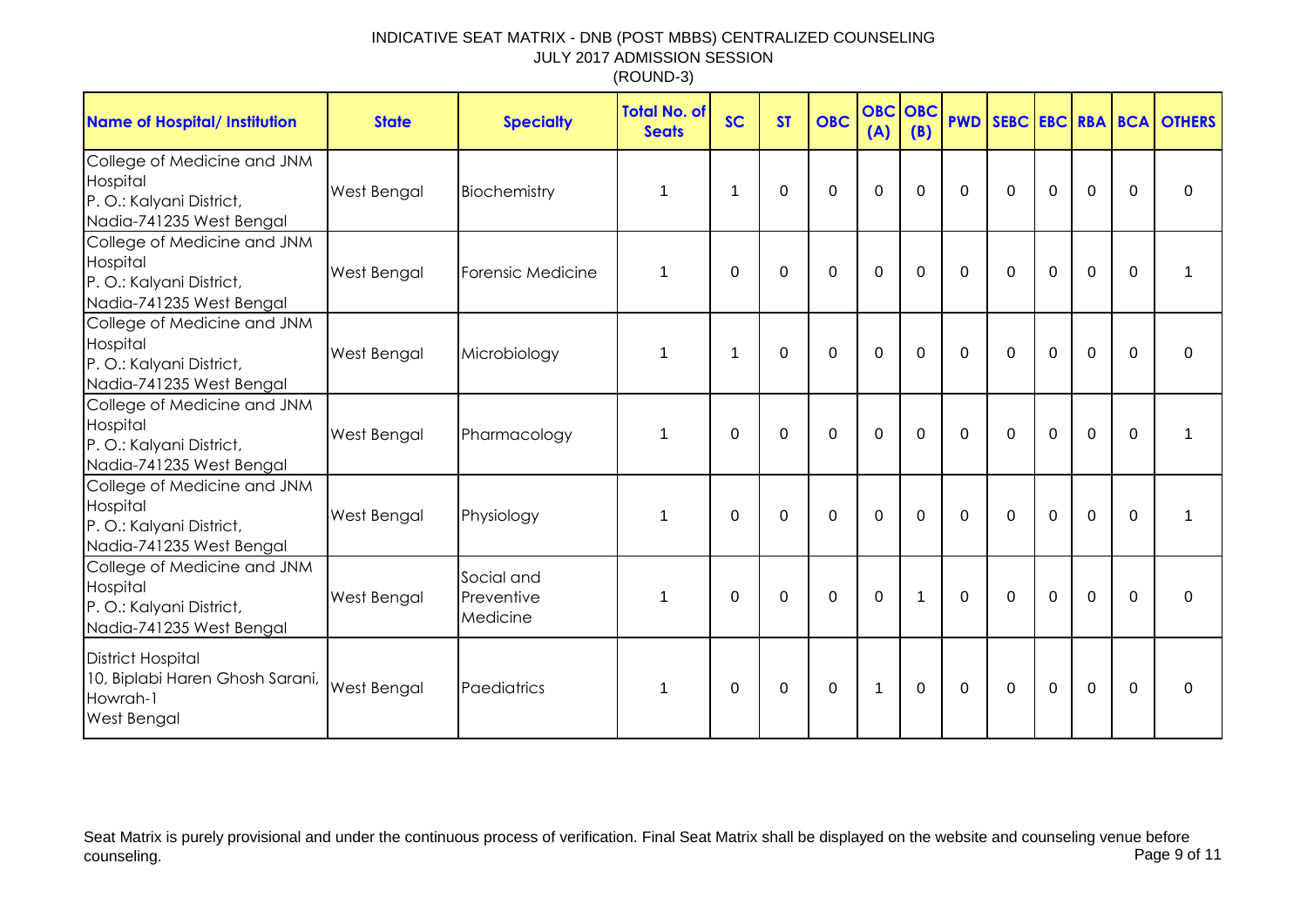# INDICATIVE SEAT MATRIX - DNB (POST MBBS) CENTRALIZED COUNSELING
## JULY 2017 ADMISSION SESSION
### (ROUND-3)

| Name of Hospital/ Institution | State | Specialty | Total No. of Seats | SC | ST | OBC | OBC (A) | OBC (B) | PWD | SEBC | EBC | RBA | BCA | OTHERS |
|---|---|---|---|---|---|---|---|---|---|---|---|---|---|---|
| College of Medicine and JNM Hospital P. O.: Kalyani District, Nadia-741235 West Bengal | West Bengal | Biochemistry | 1 | 1 | 0 | 0 | 0 | 0 | 0 | 0 | 0 | 0 | 0 | 0 |
| College of Medicine and JNM Hospital P. O.: Kalyani District, Nadia-741235 West Bengal | West Bengal | Forensic Medicine | 1 | 0 | 0 | 0 | 0 | 0 | 0 | 0 | 0 | 0 | 0 | 1 |
| College of Medicine and JNM Hospital P. O.: Kalyani District, Nadia-741235 West Bengal | West Bengal | Microbiology | 1 | 1 | 0 | 0 | 0 | 0 | 0 | 0 | 0 | 0 | 0 | 0 |
| College of Medicine and JNM Hospital P. O.: Kalyani District, Nadia-741235 West Bengal | West Bengal | Pharmacology | 1 | 0 | 0 | 0 | 0 | 0 | 0 | 0 | 0 | 0 | 0 | 1 |
| College of Medicine and JNM Hospital P. O.: Kalyani District, Nadia-741235 West Bengal | West Bengal | Physiology | 1 | 0 | 0 | 0 | 0 | 0 | 0 | 0 | 0 | 0 | 0 | 1 |
| College of Medicine and JNM Hospital P. O.: Kalyani District, Nadia-741235 West Bengal | West Bengal | Social and Preventive Medicine | 1 | 0 | 0 | 0 | 0 | 1 | 0 | 0 | 0 | 0 | 0 | 0 |
| District Hospital 10, Biplabi Haren Ghosh Sarani, Howrah-1 West Bengal | West Bengal | Paediatrics | 1 | 0 | 0 | 0 | 1 | 0 | 0 | 0 | 0 | 0 | 0 | 0 |

Seat Matrix is purely provisional and under the continuous process of verification. Final Seat Matrix shall be displayed on the website and counseling venue before counseling.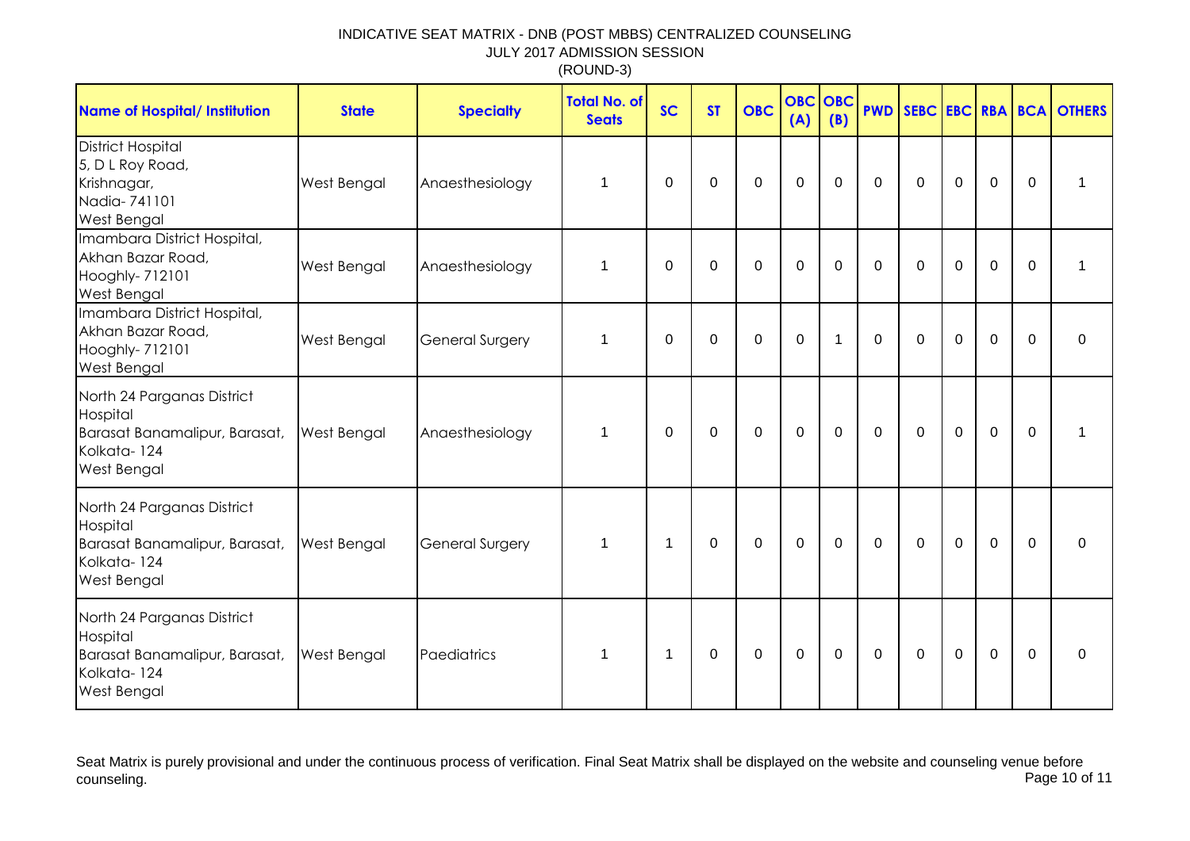# INDICATIVE SEAT MATRIX - DNB (POST MBBS) CENTRALIZED COUNSELING
## JULY 2017 ADMISSION SESSION
### (ROUND-3)

| Name of Hospital/ Institution | State | Specialty | Total No. of Seats | SC | ST | OBC | OBC (A) | OBC (B) | PWD | SEBC | EBC | RBA | BCA | OTHERS |
|---|---|---|---|---|---|---|---|---|---|---|---|---|---|---|
| District Hospital 5, D L Roy Road, Krishnagar, Nadia- 741101 West Bengal | West Bengal | Anaesthesiology | 1 | 0 | 0 | 0 | 0 | 0 | 0 | 0 | 0 | 0 | 0 | 1 |
| Imambara District Hospital, Akhan Bazar Road, Hooghly- 712101 West Bengal | West Bengal | Anaesthesiology | 1 | 0 | 0 | 0 | 0 | 0 | 0 | 0 | 0 | 0 | 0 | 1 |
| Imambara District Hospital, Akhan Bazar Road, Hooghly- 712101 West Bengal | West Bengal | General Surgery | 1 | 0 | 0 | 0 | 0 | 1 | 0 | 0 | 0 | 0 | 0 | 0 |
| North 24 Parganas District Hospital Barasat Banamalipur, Barasat, Kolkata- 124 West Bengal | West Bengal | Anaesthesiology | 1 | 0 | 0 | 0 | 0 | 0 | 0 | 0 | 0 | 0 | 0 | 1 |
| North 24 Parganas District Hospital Barasat Banamalipur, Barasat, Kolkata- 124 West Bengal | West Bengal | General Surgery | 1 | 1 | 0 | 0 | 0 | 0 | 0 | 0 | 0 | 0 | 0 | 0 |
| North 24 Parganas District Hospital Barasat Banamalipur, Barasat, Kolkata- 124 West Bengal | West Bengal | Paediatrics | 1 | 1 | 0 | 0 | 0 | 0 | 0 | 0 | 0 | 0 | 0 | 0 |

Seat Matrix is purely provisional and under the continuous process of verification. Final Seat Matrix shall be displayed on the website and counseling venue before counseling.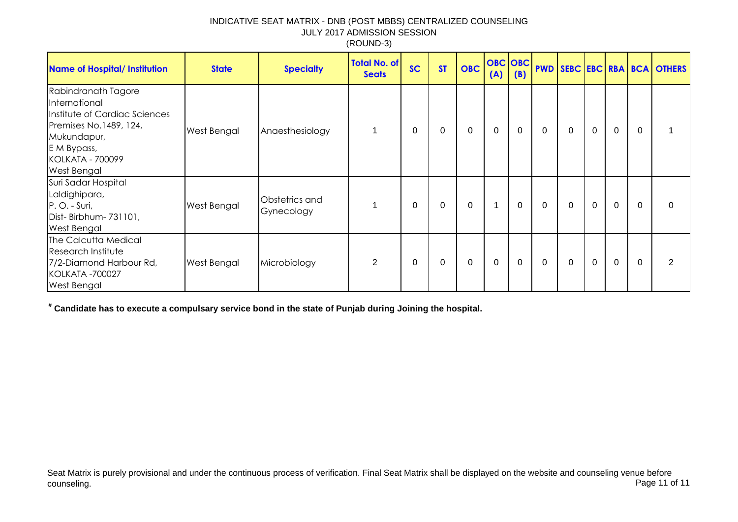INDICATIVE SEAT MATRIX - DNB (POST MBBS) CENTRALIZED COUNSELING
JULY 2017 ADMISSION SESSION
(ROUND-3)

| Name of Hospital/ Institution | State | Specialty | Total No. of Seats | SC | ST | OBC | OBC (A) | OBC (B) | PWD | SEBC | EBC | RBA | BCA | OTHERS |
|---|---|---|---|---|---|---|---|---|---|---|---|---|---|---|
| Rabindranath Tagore International Institute of Cardiac Sciences Premises No.1489, 124, Mukundapur, E M Bypass, KOLKATA - 700099 West Bengal | West Bengal | Anaesthesiology | 1 | 0 | 0 | 0 | 0 | 0 | 0 | 0 | 0 | 0 | 0 | 1 |
| Suri Sadar Hospital Laldighipara, P. O. - Suri, Dist- Birbhum- 731101, West Bengal | West Bengal | Obstetrics and Gynecology | 1 | 0 | 0 | 0 | 1 | 0 | 0 | 0 | 0 | 0 | 0 | 0 |
| The Calcutta Medical Research Institute 7/2-Diamond Harbour Rd, KOLKATA -700027 West Bengal | West Bengal | Microbiology | 2 | 0 | 0 | 0 | 0 | 0 | 0 | 0 | 0 | 0 | 0 | 2 |

[#] **Candidate has to execute a compulsary service bond in the state of Punjab during Joining the hospital.**

Seat Matrix is purely provisional and under the continuous process of verification. Final Seat Matrix shall be displayed on the website and counseling venue before counseling.